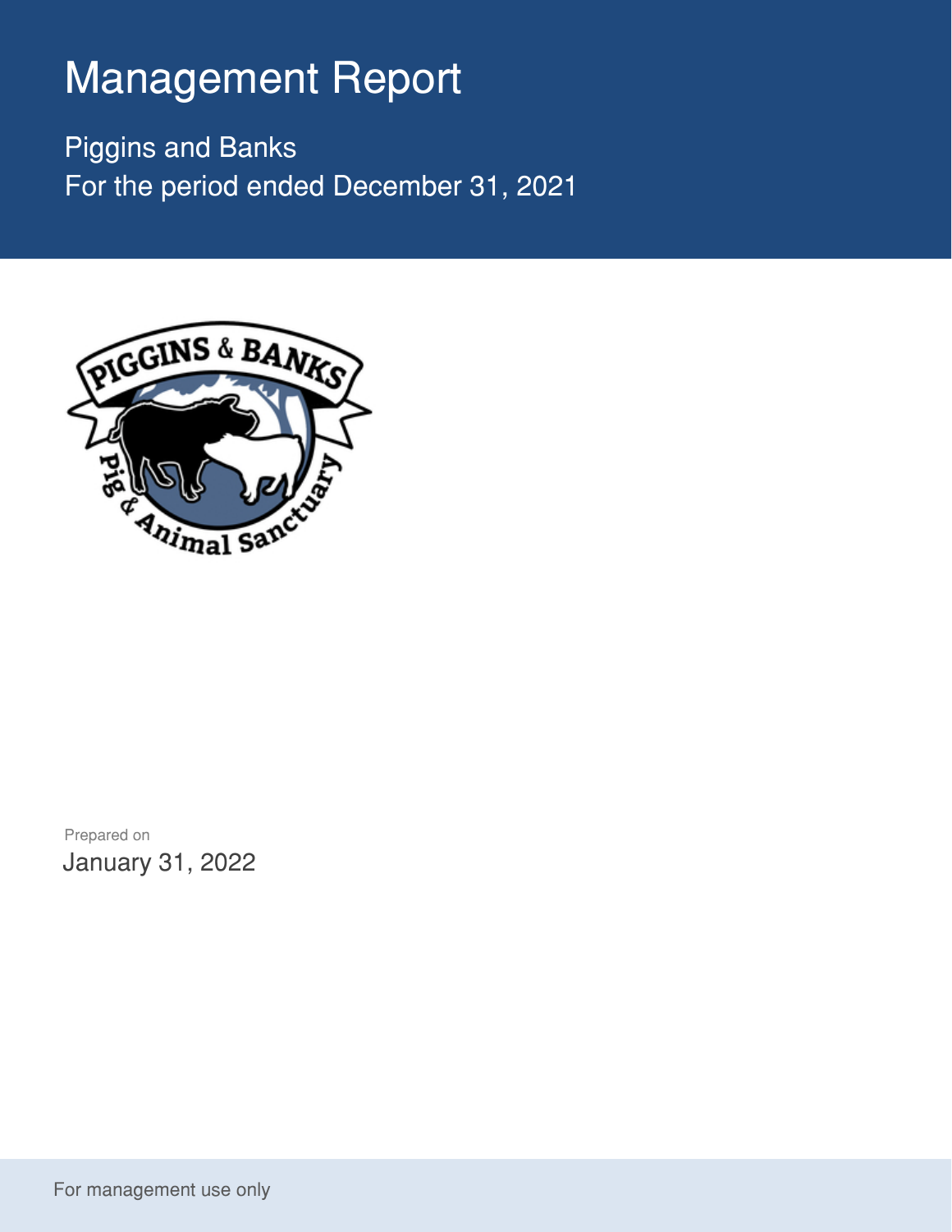# Management Report

Piggins and Banks

For the period ended December 31, 2021

Prepared on

January 31, 2022

For management use only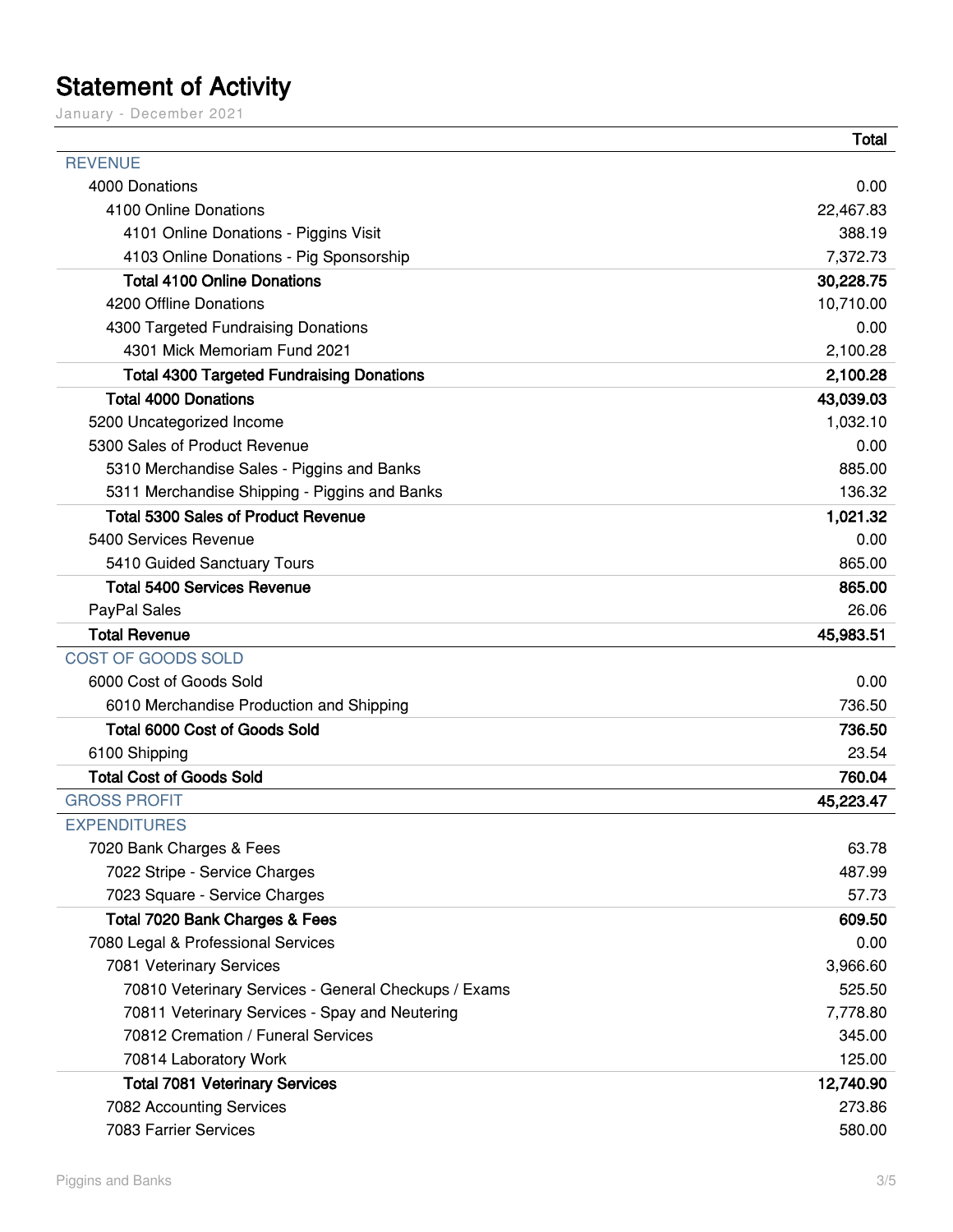# Statement of Activity

January - December 2021

| | Total |
|---|---|
| REVENUE | |
| 4000 Donations | 0.00 |
| 4100 Online Donations | 22,467.83 |
| 4101 Online Donations - Piggins Visit | 388.19 |
| 4103 Online Donations - Pig Sponsorship | 7,372.73 |
| **Total 4100 Online Donations** | **30,228.75** |
| 4200 Offline Donations | 10,710.00 |
| 4300 Targeted Fundraising Donations | 0.00 |
| 4301 Mick Memoriam Fund 2021 | 2,100.28 |
| **Total 4300 Targeted Fundraising Donations** | **2,100.28** |
| **Total 4000 Donations** | **43,039.03** |
| 5200 Uncategorized Income | 1,032.10 |
| 5300 Sales of Product Revenue | 0.00 |
| 5310 Merchandise Sales - Piggins and Banks | 885.00 |
| 5311 Merchandise Shipping - Piggins and Banks | 136.32 |
| **Total 5300 Sales of Product Revenue** | **1,021.32** |
| 5400 Services Revenue | 0.00 |
| 5410 Guided Sanctuary Tours | 865.00 |
| **Total 5400 Services Revenue** | **865.00** |
| PayPal Sales | 26.06 |
| **Total Revenue** | **45,983.51** |
| COST OF GOODS SOLD | |
| 6000 Cost of Goods Sold | 0.00 |
| 6010 Merchandise Production and Shipping | 736.50 |
| **Total 6000 Cost of Goods Sold** | **736.50** |
| 6100 Shipping | 23.54 |
| **Total Cost of Goods Sold** | **760.04** |
| GROSS PROFIT | **45,223.47** |
| EXPENDITURES | |
| 7020 Bank Charges & Fees | 63.78 |
| 7022 Stripe - Service Charges | 487.99 |
| 7023 Square - Service Charges | 57.73 |
| **Total 7020 Bank Charges & Fees** | **609.50** |
| 7080 Legal & Professional Services | 0.00 |
| 7081 Veterinary Services | 3,966.60 |
| 70810 Veterinary Services - General Checkups / Exams | 525.50 |
| 70811 Veterinary Services - Spay and Neutering | 7,778.80 |
| 70812 Cremation / Funeral Services | 345.00 |
| 70814 Laboratory Work | 125.00 |
| **Total 7081 Veterinary Services** | **12,740.90** |
| 7082 Accounting Services | 273.86 |
| 7083 Farrier Services | 580.00 |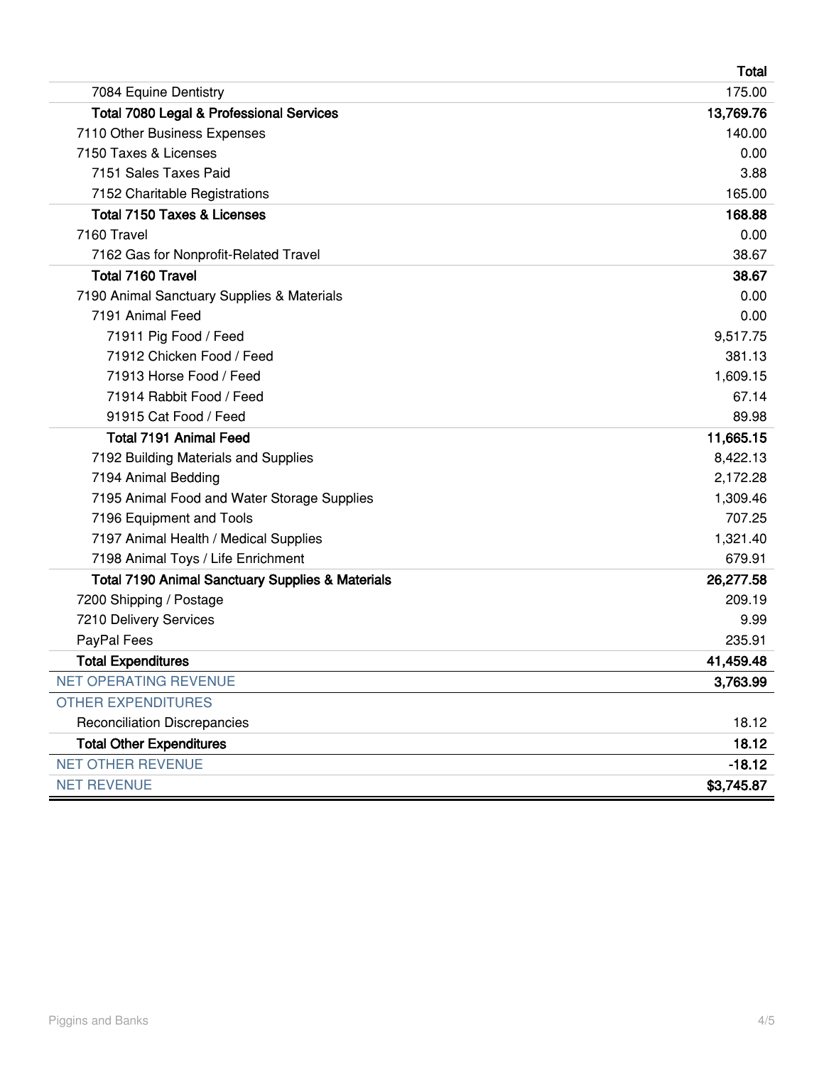| | Total |
|---|---|
| 7084 Equine Dentistry | 175.00 |
| **Total 7080 Legal & Professional Services** | **13,769.76** |
| 7110 Other Business Expenses | 140.00 |
| 7150 Taxes & Licenses | 0.00 |
| 7151 Sales Taxes Paid | 3.88 |
| 7152 Charitable Registrations | 165.00 |
| **Total 7150 Taxes & Licenses** | **168.88** |
| 7160 Travel | 0.00 |
| 7162 Gas for Nonprofit-Related Travel | 38.67 |
| **Total 7160 Travel** | **38.67** |
| 7190 Animal Sanctuary Supplies & Materials | 0.00 |
| 7191 Animal Feed | 0.00 |
| 71911 Pig Food / Feed | 9,517.75 |
| 71912 Chicken Food / Feed | 381.13 |
| 71913 Horse Food / Feed | 1,609.15 |
| 71914 Rabbit Food / Feed | 67.14 |
| 91915 Cat Food / Feed | 89.98 |
| **Total 7191 Animal Feed** | **11,665.15** |
| 7192 Building Materials and Supplies | 8,422.13 |
| 7194 Animal Bedding | 2,172.28 |
| 7195 Animal Food and Water Storage Supplies | 1,309.46 |
| 7196 Equipment and Tools | 707.25 |
| 7197 Animal Health / Medical Supplies | 1,321.40 |
| 7198 Animal Toys / Life Enrichment | 679.91 |
| **Total 7190 Animal Sanctuary Supplies & Materials** | **26,277.58** |
| 7200 Shipping / Postage | 209.19 |
| 7210 Delivery Services | 9.99 |
| PayPal Fees | 235.91 |
| **Total Expenditures** | **41,459.48** |
| NET OPERATING REVENUE | **3,763.99** |
| OTHER EXPENDITURES | |
| Reconciliation Discrepancies | 18.12 |
| **Total Other Expenditures** | **18.12** |
| NET OTHER REVENUE | **-18.12** |
| NET REVENUE | **$3,745.87** |